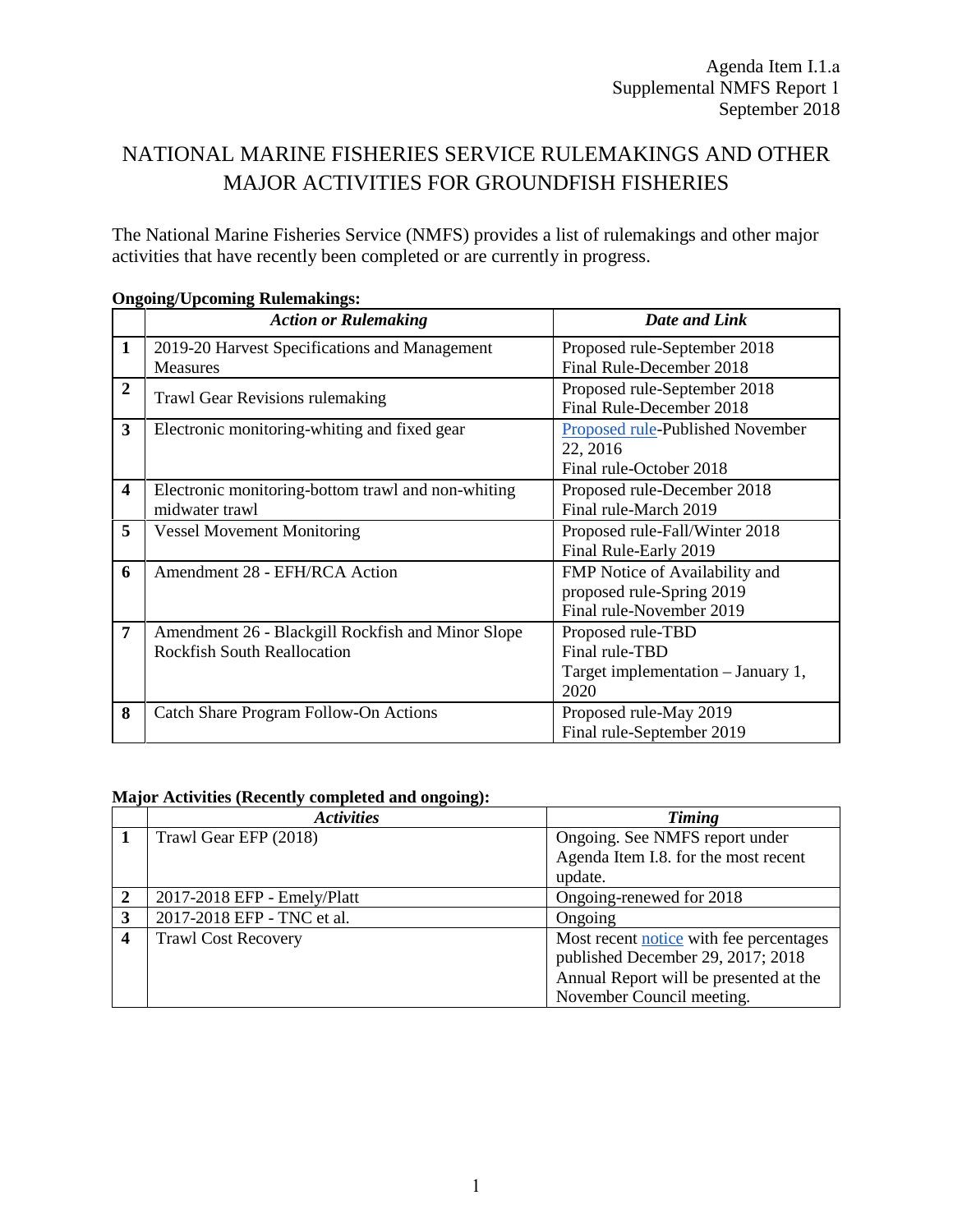Agenda Item I.1.a
Supplemental NMFS Report 1
September 2018

# NATIONAL MARINE FISHERIES SERVICE RULEMAKINGS AND OTHER MAJOR ACTIVITIES FOR GROUNDFISH FISHERIES

The National Marine Fisheries Service (NMFS) provides a list of rulemakings and other major activities that have recently been completed or are currently in progress.

**Ongoing/Upcoming Rulemakings:**

| | *Action or Rulemaking* | *Date and Link* |
|---|---|---|
| **1** | 2019-20 Harvest Specifications and Management Measures | Proposed rule-September 2018<br>Final Rule-December 2018 |
| **2** | Trawl Gear Revisions rulemaking | Proposed rule-September 2018<br>Final Rule-December 2018 |
| **3** | Electronic monitoring-whiting and fixed gear | Proposed rule-Published November 22, 2016<br>Final rule-October 2018 |
| **4** | Electronic monitoring-bottom trawl and non-whiting midwater trawl | Proposed rule-December 2018<br>Final rule-March 2019 |
| **5** | Vessel Movement Monitoring | Proposed rule-Fall/Winter 2018<br>Final Rule-Early 2019 |
| **6** | Amendment 28 - EFH/RCA Action | FMP Notice of Availability and proposed rule-Spring 2019<br>Final rule-November 2019 |
| **7** | Amendment 26 - Blackgill Rockfish and Minor Slope Rockfish South Reallocation | Proposed rule-TBD<br>Final rule-TBD<br>Target implementation – January 1, 2020 |
| **8** | Catch Share Program Follow-On Actions | Proposed rule-May 2019<br>Final rule-September 2019 |

**Major Activities (Recently completed and ongoing):**

| | *Activities* | *Timing* |
|---|---|---|
| **1** | Trawl Gear EFP (2018) | Ongoing. See NMFS report under Agenda Item I.8. for the most recent update. |
| **2** | 2017-2018 EFP - Emely/Platt | Ongoing-renewed for 2018 |
| **3** | 2017-2018 EFP - TNC et al. | Ongoing |
| **4** | Trawl Cost Recovery | Most recent notice with fee percentages published December 29, 2017; 2018 Annual Report will be presented at the November Council meeting. |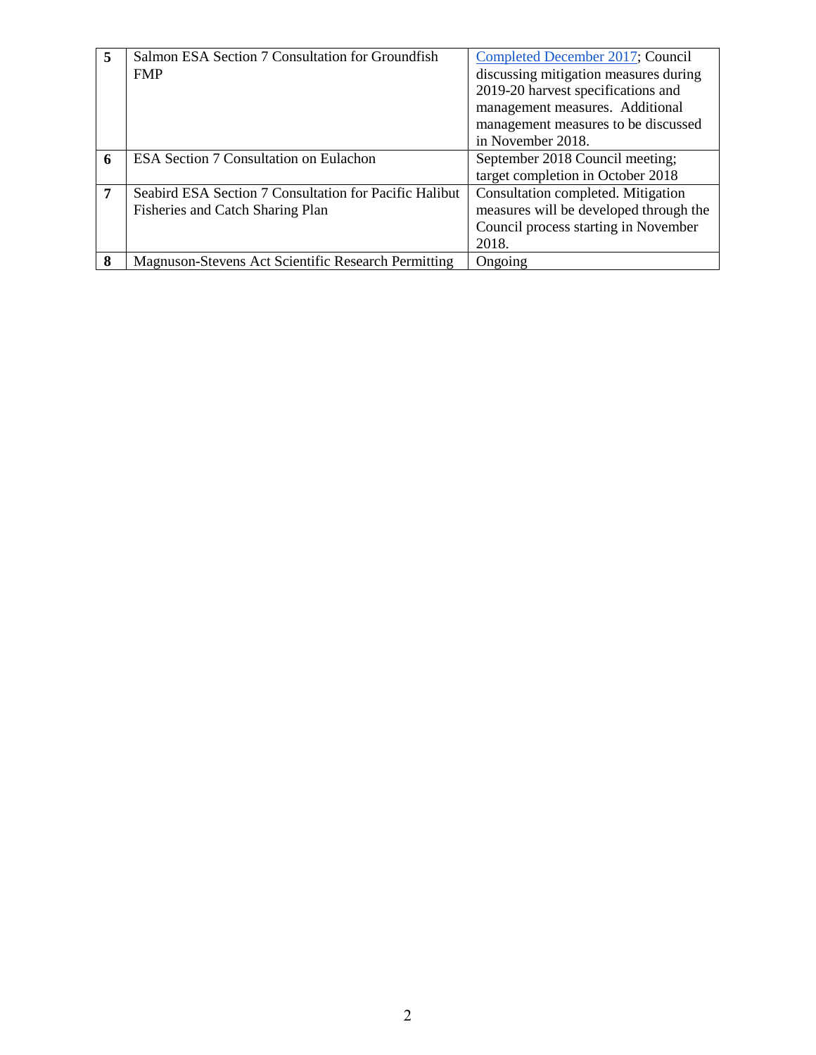| 5 | Salmon ESA Section 7 Consultation for Groundfish FMP | Completed December 2017; Council discussing mitigation measures during 2019-20 harvest specifications and management measures. Additional management measures to be discussed in November 2018. |
|---|---|---|
| 6 | ESA Section 7 Consultation on Eulachon | September 2018 Council meeting; target completion in October 2018 |
| 7 | Seabird ESA Section 7 Consultation for Pacific Halibut Fisheries and Catch Sharing Plan | Consultation completed. Mitigation measures will be developed through the Council process starting in November 2018. |
| 8 | Magnuson-Stevens Act Scientific Research Permitting | Ongoing |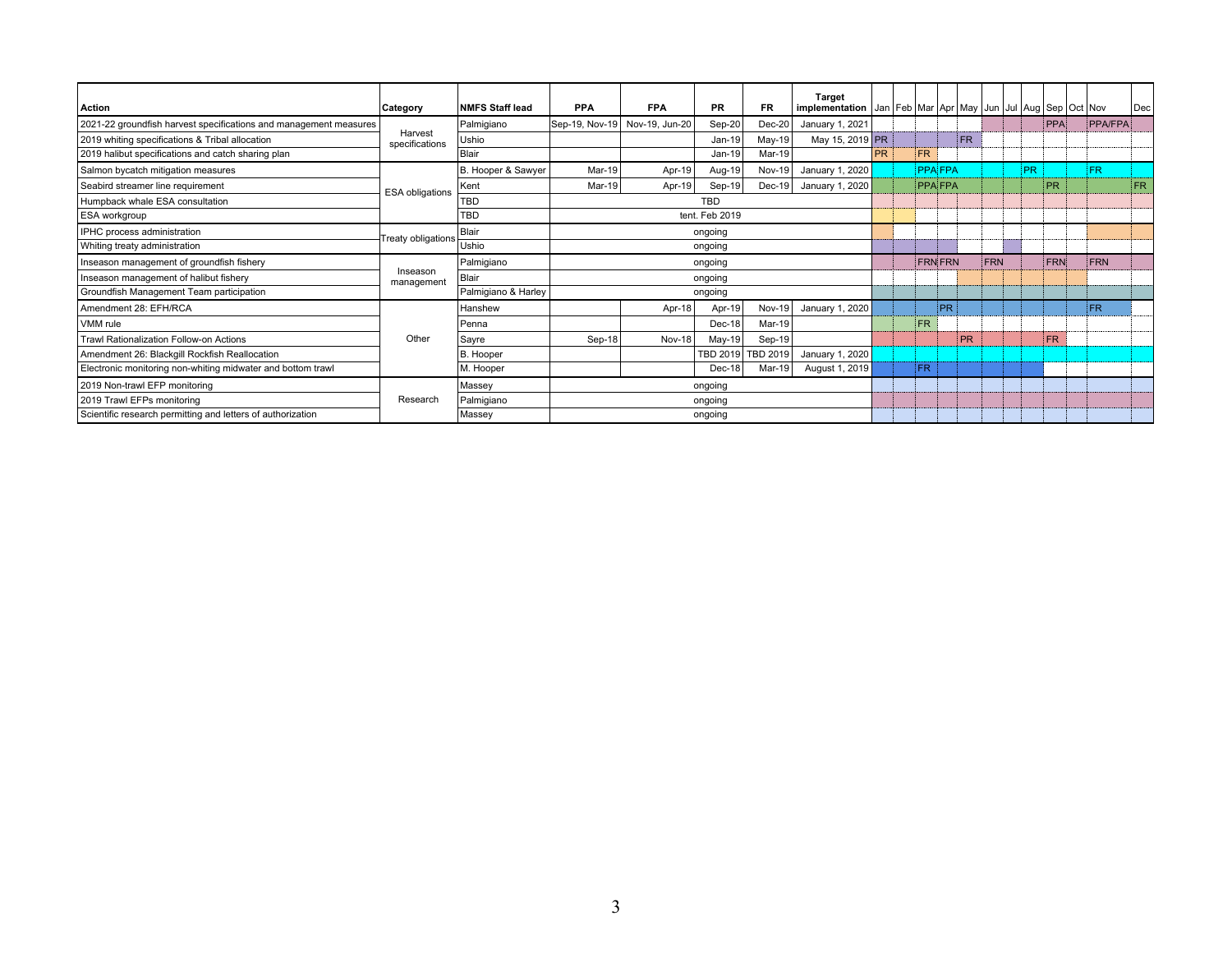| Action | Category | NMFS Staff lead | PPA | FPA | PR | FR | Target implementation | Jan | Feb | Mar | Apr | May | Jun | Jul | Aug | Sep | Oct | Nov | Dec |
|---|---|---|---|---|---|---|---|---|---|---|---|---|---|---|---|---|---|---|---|
| 2021-22 groundfish harvest specifications and management measures | Harvest specifications | Palmigiano | Sep-19, Nov-19 | Nov-19, Jun-20 | Sep-20 | Dec-20 | January 1, 2021 | | | | | | | | | PPA | | PPA/FPA | |
| 2019 whiting specifications & Tribal allocation | | Ushio | | | Jan-19 | May-19 | May 15, 2019 | PR | | | | FR | | | | | | | |
| 2019 halibut specifications and catch sharing plan | | Blair | | | Jan-19 | Mar-19 | | PR | | FR | | | | | | | | | |
| Salmon bycatch mitigation measures | ESA obligations | B. Hooper & Sawyer | Mar-19 | Apr-19 | Aug-19 | Nov-19 | January 1, 2020 | | | PPA | FPA | | | | PR | | | FR | |
| Seabird streamer line requirement | | Kent | Mar-19 | Apr-19 | Sep-19 | Dec-19 | January 1, 2020 | | | PPA | FPA | | | | | PR | | | FR |
| Humpback whale ESA consultation | | TBD | | | TBD | | | | | | | | | | | | | | |
| ESA workgroup | | TBD | | | tent. Feb 2019 | | | | | | | | | | | | | | |
| IPHC process administration | Treaty obligations | Blair | | | ongoing | | | | | | | | | | | | | | |
| Whiting treaty administration | | Ushio | | | ongoing | | | | | | | | | | | | | | |
| Inseason management of groundfish fishery | Inseason management | Palmigiano | | | ongoing | | | | | FRN | FRN | | FRN | | | FRN | | FRN | |
| Inseason management of halibut fishery | | Blair | | | ongoing | | | | | | | | | | | | | | |
| Groundfish Management Team participation | | Palmigiano & Harley | | | ongoing | | | | | | | | | | | | | | |
| Amendment 28: EFH/RCA | Other | Hanshew | | Apr-18 | Apr-19 | Nov-19 | January 1, 2020 | | | | PR | | | | | | | FR | |
| VMM rule | | Penna | | | Dec-18 | Mar-19 | | | | FR | | | | | | | | | |
| Trawl Rationalization Follow-on Actions | | Sayre | Sep-18 | Nov-18 | May-19 | Sep-19 | | | | | | PR | | | | FR | | | |
| Amendment 26: Blackgill Rockfish Reallocation | | B. Hooper | | | TBD 2019 | TBD 2019 | January 1, 2020 | | | | | | | | | | | | |
| Electronic monitoring non-whiting midwater and bottom trawl | | M. Hooper | | | Dec-18 | Mar-19 | August 1, 2019 | | | FR | | | | | | | | | |
| 2019 Non-trawl EFP monitoring | Research | Massey | | | ongoing | | | | | | | | | | | | | | |
| 2019 Trawl EFPs monitoring | | Palmigiano | | | ongoing | | | | | | | | | | | | | | |
| Scientific research permitting and letters of authorization | | Massey | | | ongoing | | | | | | | | | | | | | | |